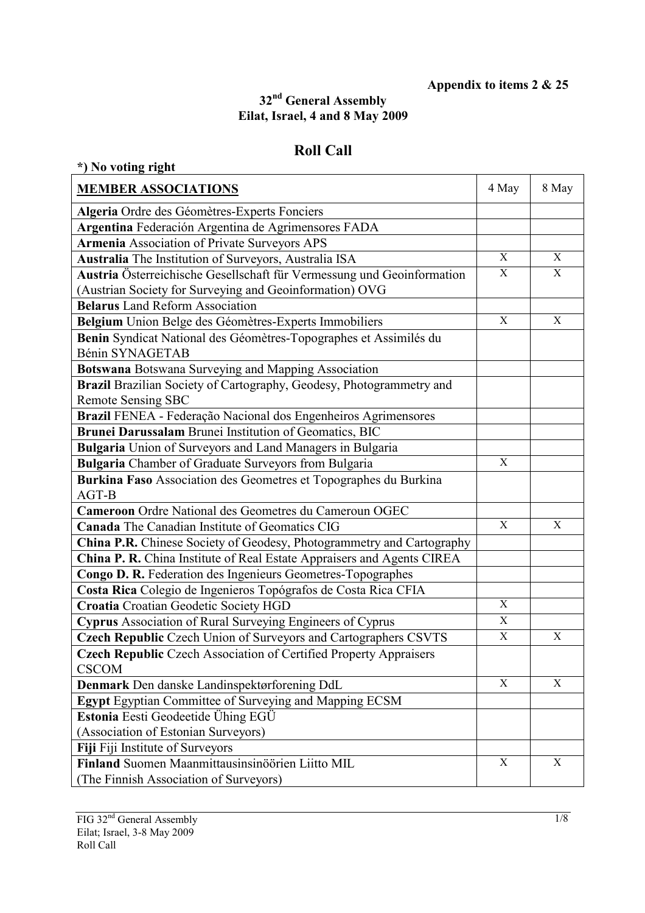**Appendix to items 2 & 25**

**32nd General Assembly**
**Eilat, Israel, 4 and 8 May 2009**

# Roll Call

***) No voting right**

| **MEMBER ASSOCIATIONS** | 4 May | 8 May |
|---|---|---|
| **Algeria** Ordre des Géomètres-Experts Fonciers | | |
| **Argentina** Federación Argentina de Agrimensores FADA | | |
| **Armenia** Association of Private Surveyors APS | | |
| **Australia** The Institution of Surveyors, Australia ISA | X | X |
| **Austria** Österreichische Gesellschaft für Vermessung und Geoinformation (Austrian Society for Surveying and Geoinformation) OVG | X | X |
| **Belarus** Land Reform Association | | |
| **Belgium** Union Belge des Géomètres-Experts Immobiliers | X | X |
| **Benin** Syndicat National des Géomètres-Topographes et Assimilés du Bénin SYNAGETAB | | |
| **Botswana** Botswana Surveying and Mapping Association | | |
| **Brazil** Brazilian Society of Cartography, Geodesy, Photogrammetry and Remote Sensing SBC | | |
| **Brazil** FENEA - Federação Nacional dos Engenheiros Agrimensores | | |
| **Brunei Darussalam** Brunei Institution of Geomatics, BIC | | |
| **Bulgaria** Union of Surveyors and Land Managers in Bulgaria | | |
| **Bulgaria** Chamber of Graduate Surveyors from Bulgaria | X | |
| **Burkina Faso** Association des Geometres et Topographes du Burkina AGT-B | | |
| **Cameroon** Ordre National des Geometres du Cameroun OGEC | | |
| **Canada** The Canadian Institute of Geomatics CIG | X | X |
| **China P.R.** Chinese Society of Geodesy, Photogrammetry and Cartography | | |
| **China P. R.** China Institute of Real Estate Appraisers and Agents CIREA | | |
| **Congo D. R.** Federation des Ingenieurs Geometres-Topographes | | |
| **Costa Rica** Colegio de Ingenieros Topógrafos de Costa Rica CFIA | | |
| **Croatia** Croatian Geodetic Society HGD | X | |
| **Cyprus** Association of Rural Surveying Engineers of Cyprus | X | |
| **Czech Republic** Czech Union of Surveyors and Cartographers CSVTS | X | X |
| **Czech Republic** Czech Association of Certified Property Appraisers CSCOM | | |
| **Denmark** Den danske Landinspektørforening DdL | X | X |
| **Egypt** Egyptian Committee of Surveying and Mapping ECSM | | |
| **Estonia** Eesti Geodeetide Ühing EGÜ (Association of Estonian Surveyors) | | |
| **Fiji** Fiji Institute of Surveyors | | |
| **Finland** Suomen Maanmittausinsinöörien Liitto MIL (The Finnish Association of Surveyors) | X | X |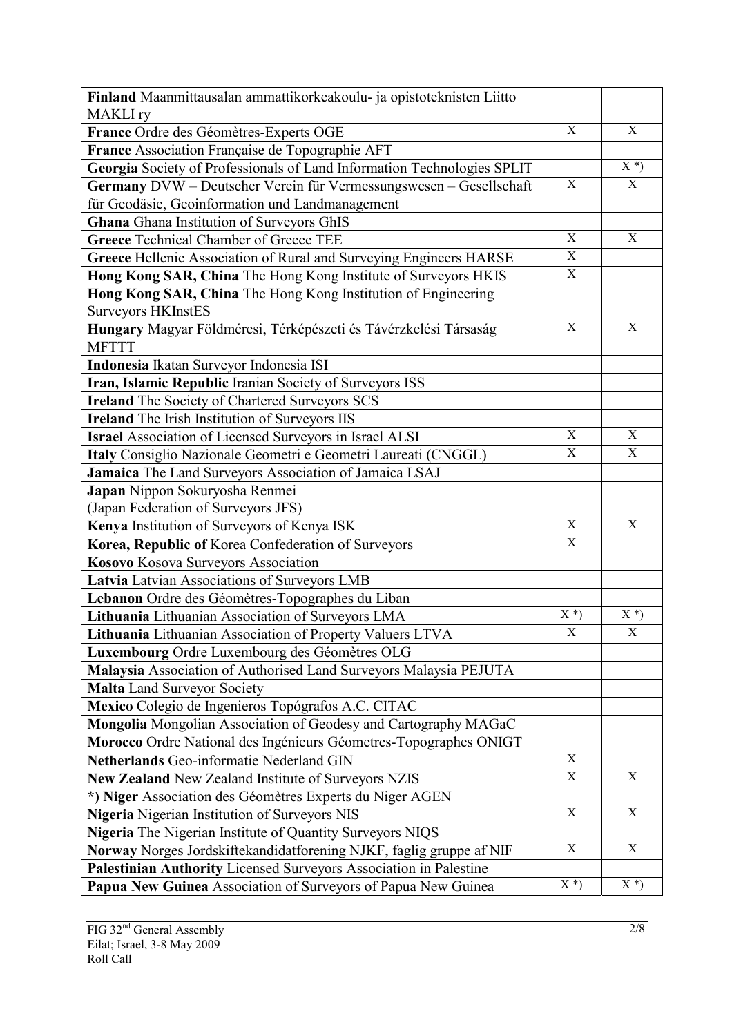| | | |
|---|---|---|
| **Finland** Maanmittausalan ammattikorkeakoulu- ja opistoteknisten Liitto MAKLI ry | | |
| **France** Ordre des Géomètres-Experts OGE | X | X |
| **France** Association Française de Topographie AFT | | |
| **Georgia** Society of Professionals of Land Information Technologies SPLIT | | X *) |
| **Germany** DVW – Deutscher Verein für Vermessungswesen – Gesellschaft für Geodäsie, Geoinformation und Landmanagement | X | X |
| **Ghana** Ghana Institution of Surveyors GhIS | | |
| **Greece** Technical Chamber of Greece TEE | X | X |
| **Greece** Hellenic Association of Rural and Surveying Engineers HARSE | X | |
| **Hong Kong SAR, China** The Hong Kong Institute of Surveyors HKIS | X | |
| **Hong Kong SAR, China** The Hong Kong Institution of Engineering Surveyors HKInstES | | |
| **Hungary** Magyar Földméresi, Térképészeti és Távérzkelési Társaság MFTTT | X | X |
| **Indonesia** Ikatan Surveyor Indonesia ISI | | |
| **Iran, Islamic Republic** Iranian Society of Surveyors ISS | | |
| **Ireland** The Society of Chartered Surveyors SCS | | |
| **Ireland** The Irish Institution of Surveyors IIS | | |
| **Israel** Association of Licensed Surveyors in Israel ALSI | X | X |
| **Italy** Consiglio Nazionale Geometri e Geometri Laureati (CNGGL) | X | X |
| **Jamaica** The Land Surveyors Association of Jamaica LSAJ | | |
| **Japan** Nippon Sokuryosha Renmei (Japan Federation of Surveyors JFS) | | |
| **Kenya** Institution of Surveyors of Kenya ISK | X | X |
| **Korea, Republic of** Korea Confederation of Surveyors | X | |
| **Kosovo** Kosova Surveyors Association | | |
| **Latvia** Latvian Associations of Surveyors LMB | | |
| **Lebanon** Ordre des Géomètres-Topographes du Liban | | |
| **Lithuania** Lithuanian Association of Surveyors LMA | X *) | X *) |
| **Lithuania** Lithuanian Association of Property Valuers LTVA | X | X |
| **Luxembourg** Ordre Luxembourg des Géomètres OLG | | |
| **Malaysia** Association of Authorised Land Surveyors Malaysia PEJUTA | | |
| **Malta** Land Surveyor Society | | |
| **Mexico** Colegio de Ingenieros Topógrafos A.C. CITAC | | |
| **Mongolia** Mongolian Association of Geodesy and Cartography MAGaC | | |
| **Morocco** Ordre National des Ingénieurs Géometres-Topographes ONIGT | | |
| **Netherlands** Geo-informatie Nederland GIN | X | |
| **New Zealand** New Zealand Institute of Surveyors NZIS | X | X |
| **\*) Niger** Association des Géomètres Experts du Niger AGEN | | |
| **Nigeria** Nigerian Institution of Surveyors NIS | X | X |
| **Nigeria** The Nigerian Institute of Quantity Surveyors NIQS | | |
| **Norway** Norges Jordskiftekandidatforening NJKF, faglig gruppe af NIF | X | X |
| **Palestinian Authority** Licensed Surveyors Association in Palestine | | |
| **Papua New Guinea** Association of Surveyors of Papua New Guinea | X *) | X *) |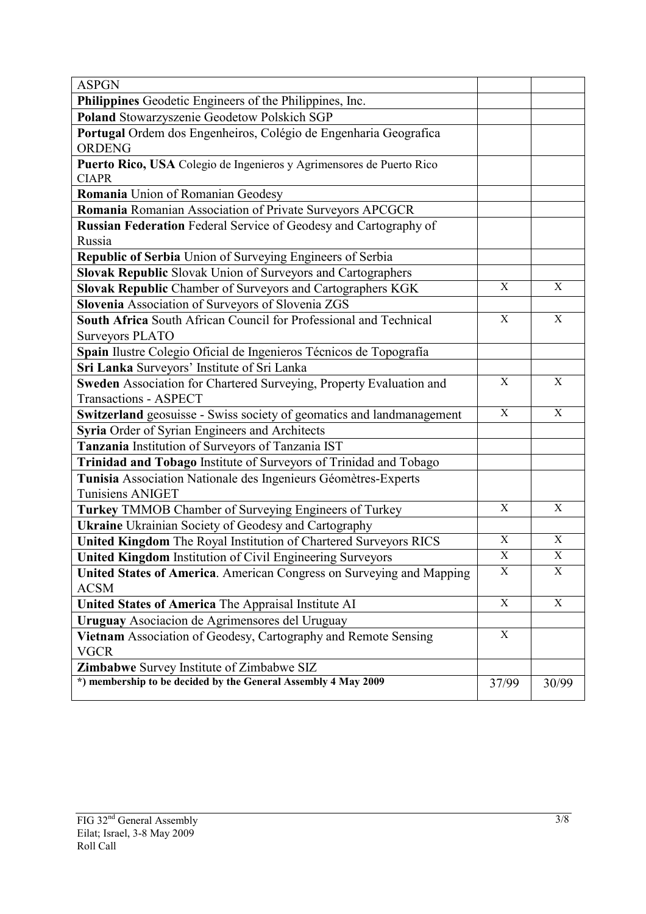| | | |
|---|---|---|
| ASPGN | | |
| **Philippines** Geodetic Engineers of the Philippines, Inc. | | |
| **Poland** Stowarzyszenie Geodetow Polskich SGP | | |
| **Portugal** Ordem dos Engenheiros, Colégio de Engenharia Geografica ORDENG | | |
| **Puerto Rico, USA** Colegio de Ingenieros y Agrimensores de Puerto Rico CIAPR | | |
| **Romania** Union of Romanian Geodesy | | |
| **Romania** Romanian Association of Private Surveyors APCGCR | | |
| **Russian Federation** Federal Service of Geodesy and Cartography of Russia | | |
| **Republic of Serbia** Union of Surveying Engineers of Serbia | | |
| **Slovak Republic** Slovak Union of Surveyors and Cartographers | | |
| **Slovak Republic** Chamber of Surveyors and Cartographers KGK | X | X |
| **Slovenia** Association of Surveyors of Slovenia ZGS | | |
| **South Africa** South African Council for Professional and Technical Surveyors PLATO | X | X |
| **Spain** Ilustre Colegio Oficial de Ingenieros Técnicos de Topografía | | |
| **Sri Lanka** Surveyors' Institute of Sri Lanka | | |
| **Sweden** Association for Chartered Surveying, Property Evaluation and Transactions - ASPECT | X | X |
| **Switzerland** geosuisse - Swiss society of geomatics and landmanagement | X | X |
| **Syria** Order of Syrian Engineers and Architects | | |
| **Tanzania** Institution of Surveyors of Tanzania IST | | |
| **Trinidad and Tobago** Institute of Surveyors of Trinidad and Tobago | | |
| **Tunisia** Association Nationale des Ingenieurs Géomètres-Experts Tunisiens ANIGET | | |
| **Turkey** TMMOB Chamber of Surveying Engineers of Turkey | X | X |
| **Ukraine** Ukrainian Society of Geodesy and Cartography | | |
| **United Kingdom** The Royal Institution of Chartered Surveyors RICS | X | X |
| **United Kingdom** Institution of Civil Engineering Surveyors | X | X |
| **United States of America**. American Congress on Surveying and Mapping ACSM | X | X |
| **United States of America** The Appraisal Institute AI | X | X |
| **Uruguay** Asociacion de Agrimensores del Uruguay | | |
| **Vietnam** Association of Geodesy, Cartography and Remote Sensing VGCR | X | |
| **Zimbabwe** Survey Institute of Zimbabwe SIZ | | |
| ***) membership to be decided by the General Assembly 4 May 2009** | 37/99 | 30/99 |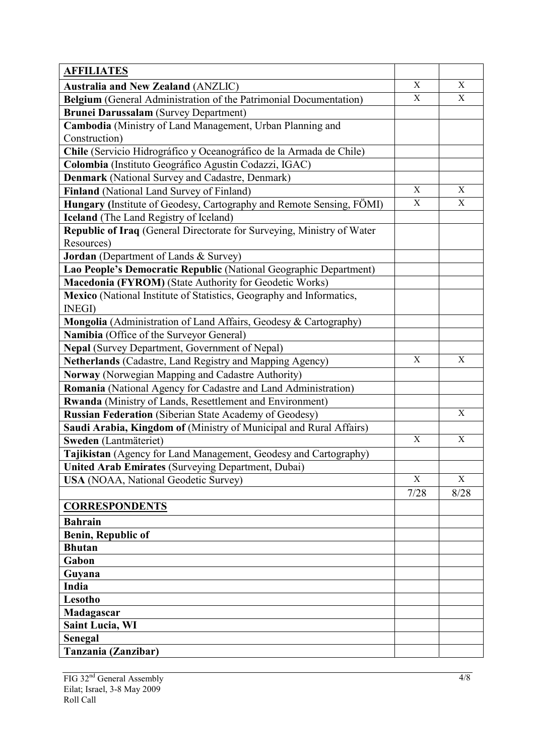| **AFFILIATES** | | |
|---|---|---|
| **Australia and New Zealand** (ANZLIC) | X | X |
| **Belgium** (General Administration of the Patrimonial Documentation) | X | X |
| **Brunei Darussalam** (Survey Department) | | |
| **Cambodia** (Ministry of Land Management, Urban Planning and Construction) | | |
| **Chile** (Servicio Hidrográfico y Oceanográfico de la Armada de Chile) | | |
| **Colombia** (Instituto Geográfico Agustin Codazzi, IGAC) | | |
| **Denmark** (National Survey and Cadastre, Denmark) | | |
| **Finland** (National Land Survey of Finland) | X | X |
| **Hungary (**Institute of Geodesy, Cartography and Remote Sensing, FÖMI) | X | X |
| **Iceland** (The Land Registry of Iceland) | | |
| **Republic of Iraq** (General Directorate for Surveying, Ministry of Water Resources) | | |
| **Jordan** (Department of Lands & Survey) | | |
| **Lao People's Democratic Republic** (National Geographic Department) | | |
| **Macedonia (FYROM)** (State Authority for Geodetic Works) | | |
| **Mexico** (National Institute of Statistics, Geography and Informatics, INEGI) | | |
| **Mongolia** (Administration of Land Affairs, Geodesy & Cartography) | | |
| **Namibia** (Office of the Surveyor General) | | |
| **Nepal** (Survey Department, Government of Nepal) | | |
| **Netherlands** (Cadastre, Land Registry and Mapping Agency) | X | X |
| **Norway** (Norwegian Mapping and Cadastre Authority) | | |
| **Romania** (National Agency for Cadastre and Land Administration) | | |
| **Rwanda** (Ministry of Lands, Resettlement and Environment) | | |
| **Russian Federation** (Siberian State Academy of Geodesy) | | X |
| **Saudi Arabia, Kingdom of** (Ministry of Municipal and Rural Affairs) | | |
| **Sweden** (Lantmäteriet) | X | X |
| **Tajikistan** (Agency for Land Management, Geodesy and Cartography) | | |
| **United Arab Emirates** (Surveying Department, Dubai) | | |
| **USA** (NOAA, National Geodetic Survey) | X | X |
| | 7/28 | 8/28 |
| **CORRESPONDENTS** | | |
| **Bahrain** | | |
| **Benin, Republic of** | | |
| **Bhutan** | | |
| **Gabon** | | |
| **Guyana** | | |
| **India** | | |
| **Lesotho** | | |
| **Madagascar** | | |
| **Saint Lucia, WI** | | |
| **Senegal** | | |
| **Tanzania (Zanzibar)** | | |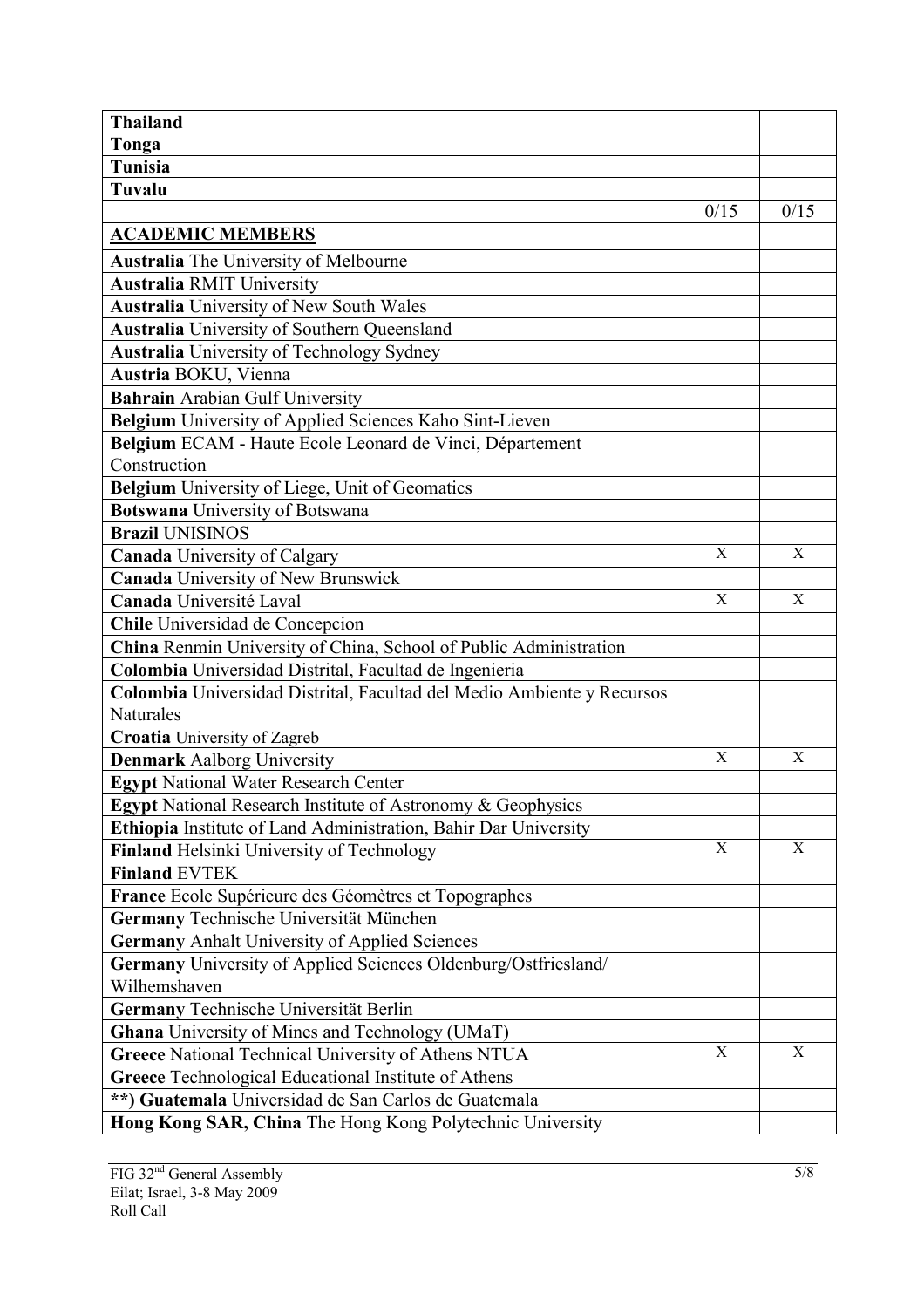| | | |
|---|---|---|
| **Thailand** | | |
| **Tonga** | | |
| **Tunisia** | | |
| **Tuvalu** | | |
| | 0/15 | 0/15 |
| **<u>ACADEMIC MEMBERS</u>** | | |
| **Australia** The University of Melbourne | | |
| **Australia** RMIT University | | |
| **Australia** University of New South Wales | | |
| **Australia** University of Southern Queensland | | |
| **Australia** University of Technology Sydney | | |
| **Austria** BOKU, Vienna | | |
| **Bahrain** Arabian Gulf University | | |
| **Belgium** University of Applied Sciences Kaho Sint-Lieven | | |
| **Belgium** ECAM - Haute Ecole Leonard de Vinci, Département Construction | | |
| **Belgium** University of Liege, Unit of Geomatics | | |
| **Botswana** University of Botswana | | |
| **Brazil** UNISINOS | | |
| **Canada** University of Calgary | X | X |
| **Canada** University of New Brunswick | | |
| **Canada** Université Laval | X | X |
| **Chile** Universidad de Concepcion | | |
| **China** Renmin University of China, School of Public Administration | | |
| **Colombia** Universidad Distrital, Facultad de Ingenieria | | |
| **Colombia** Universidad Distrital, Facultad del Medio Ambiente y Recursos Naturales | | |
| **Croatia** University of Zagreb | | |
| **Denmark** Aalborg University | X | X |
| **Egypt** National Water Research Center | | |
| **Egypt** National Research Institute of Astronomy & Geophysics | | |
| **Ethiopia** Institute of Land Administration, Bahir Dar University | | |
| **Finland** Helsinki University of Technology | X | X |
| **Finland** EVTEK | | |
| **France** Ecole Supérieure des Géomètres et Topographes | | |
| **Germany** Technische Universität München | | |
| **Germany** Anhalt University of Applied Sciences | | |
| **Germany** University of Applied Sciences Oldenburg/Ostfriesland/ Wilhemshaven | | |
| **Germany** Technische Universität Berlin | | |
| **Ghana** University of Mines and Technology (UMaT) | | |
| **Greece** National Technical University of Athens NTUA | X | X |
| **Greece** Technological Educational Institute of Athens | | |
| **\*\*) Guatemala** Universidad de San Carlos de Guatemala | | |
| **Hong Kong SAR, China** The Hong Kong Polytechnic University | | |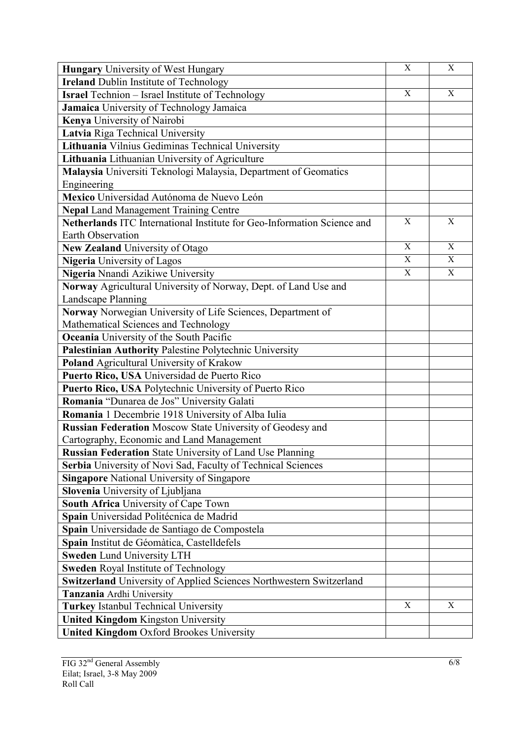| | | |
|---|---|---|
| **Hungary** University of West Hungary | X | X |
| **Ireland** Dublin Institute of Technology | | |
| **Israel** Technion – Israel Institute of Technology | X | X |
| **Jamaica** University of Technology Jamaica | | |
| **Kenya** University of Nairobi | | |
| **Latvia** Riga Technical University | | |
| **Lithuania** Vilnius Gediminas Technical University | | |
| **Lithuania** Lithuanian University of Agriculture | | |
| **Malaysia** Universiti Teknologi Malaysia, Department of Geomatics Engineering | | |
| **Mexico** Universidad Autónoma de Nuevo León | | |
| **Nepal** Land Management Training Centre | | |
| **Netherlands** ITC International Institute for Geo-Information Science and Earth Observation | X | X |
| **New Zealand** University of Otago | X | X |
| **Nigeria** University of Lagos | X | X |
| **Nigeria** Nnandi Azikiwe University | X | X |
| **Norway** Agricultural University of Norway, Dept. of Land Use and Landscape Planning | | |
| **Norway** Norwegian University of Life Sciences, Department of Mathematical Sciences and Technology | | |
| **Oceania** University of the South Pacific | | |
| **Palestinian Authority** Palestine Polytechnic University | | |
| **Poland** Agricultural University of Krakow | | |
| **Puerto Rico, USA** Universidad de Puerto Rico | | |
| **Puerto Rico, USA** Polytechnic University of Puerto Rico | | |
| **Romania** "Dunarea de Jos" University Galati | | |
| **Romania** 1 Decembrie 1918 University of Alba Iulia | | |
| **Russian Federation** Moscow State University of Geodesy and Cartography, Economic and Land Management | | |
| **Russian Federation** State University of Land Use Planning | | |
| **Serbia** University of Novi Sad, Faculty of Technical Sciences | | |
| **Singapore** National University of Singapore | | |
| **Slovenia** University of Ljubljana | | |
| **South Africa** University of Cape Town | | |
| **Spain** Universidad Politécnica de Madrid | | |
| **Spain** Universidade de Santiago de Compostela | | |
| **Spain** Institut de Géomàtica, Castelldefels | | |
| **Sweden** Lund University LTH | | |
| **Sweden** Royal Institute of Technology | | |
| **Switzerland** University of Applied Sciences Northwestern Switzerland | | |
| **Tanzania** Ardhi University | | |
| **Turkey** Istanbul Technical University | X | X |
| **United Kingdom** Kingston University | | |
| **United Kingdom** Oxford Brookes University | | |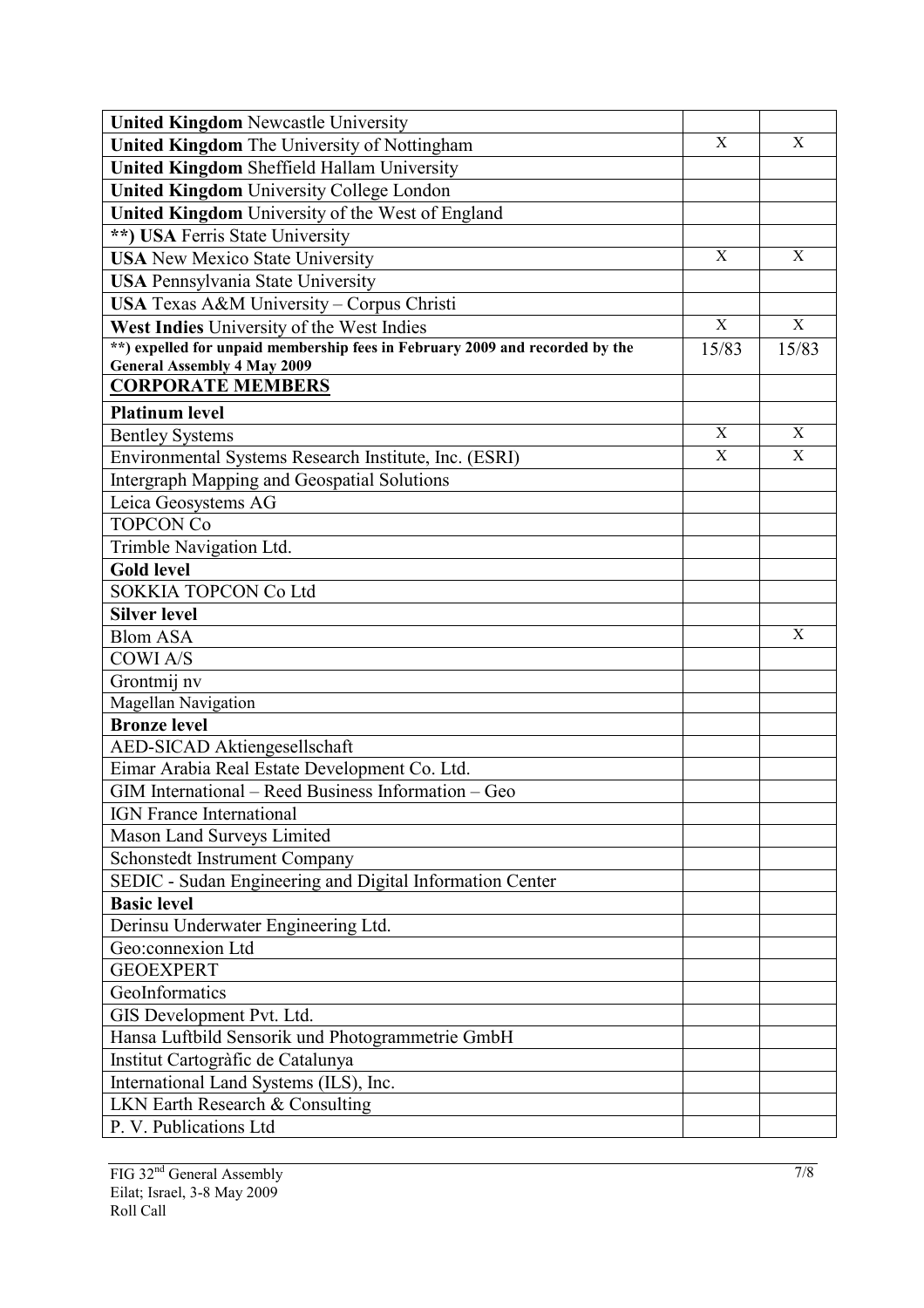| | | |
|---|---|---|
| **United Kingdom** Newcastle University | | |
| **United Kingdom** The University of Nottingham | X | X |
| **United Kingdom** Sheffield Hallam University | | |
| **United Kingdom** University College London | | |
| **United Kingdom** University of the West of England | | |
| **\*\*) USA** Ferris State University | | |
| **USA** New Mexico State University | X | X |
| **USA** Pennsylvania State University | | |
| **USA** Texas A&M University – Corpus Christi | | |
| **West Indies** University of the West Indies | X | X |
| **\*\*) expelled for unpaid membership fees in February 2009 and recorded by the General Assembly 4 May 2009** | 15/83 | 15/83 |
| **CORPORATE MEMBERS** | | |
| **Platinum level** | | |
| Bentley Systems | X | X |
| Environmental Systems Research Institute, Inc. (ESRI) | X | X |
| Intergraph Mapping and Geospatial Solutions | | |
| Leica Geosystems AG | | |
| TOPCON Co | | |
| Trimble Navigation Ltd. | | |
| **Gold level** | | |
| SOKKIA TOPCON Co Ltd | | |
| **Silver level** | | |
| Blom ASA | | X |
| COWI A/S | | |
| Grontmij nv | | |
| Magellan Navigation | | |
| **Bronze level** | | |
| AED-SICAD Aktiengesellschaft | | |
| Eimar Arabia Real Estate Development Co. Ltd. | | |
| GIM International – Reed Business Information – Geo | | |
| IGN France International | | |
| Mason Land Surveys Limited | | |
| Schonstedt Instrument Company | | |
| SEDIC - Sudan Engineering and Digital Information Center | | |
| **Basic level** | | |
| Derinsu Underwater Engineering Ltd. | | |
| Geo:connexion Ltd | | |
| GEOEXPERT | | |
| GeoInformatics | | |
| GIS Development Pvt. Ltd. | | |
| Hansa Luftbild Sensorik und Photogrammetrie GmbH | | |
| Institut Cartogràfic de Catalunya | | |
| International Land Systems (ILS), Inc. | | |
| LKN Earth Research & Consulting | | |
| P. V. Publications Ltd | | |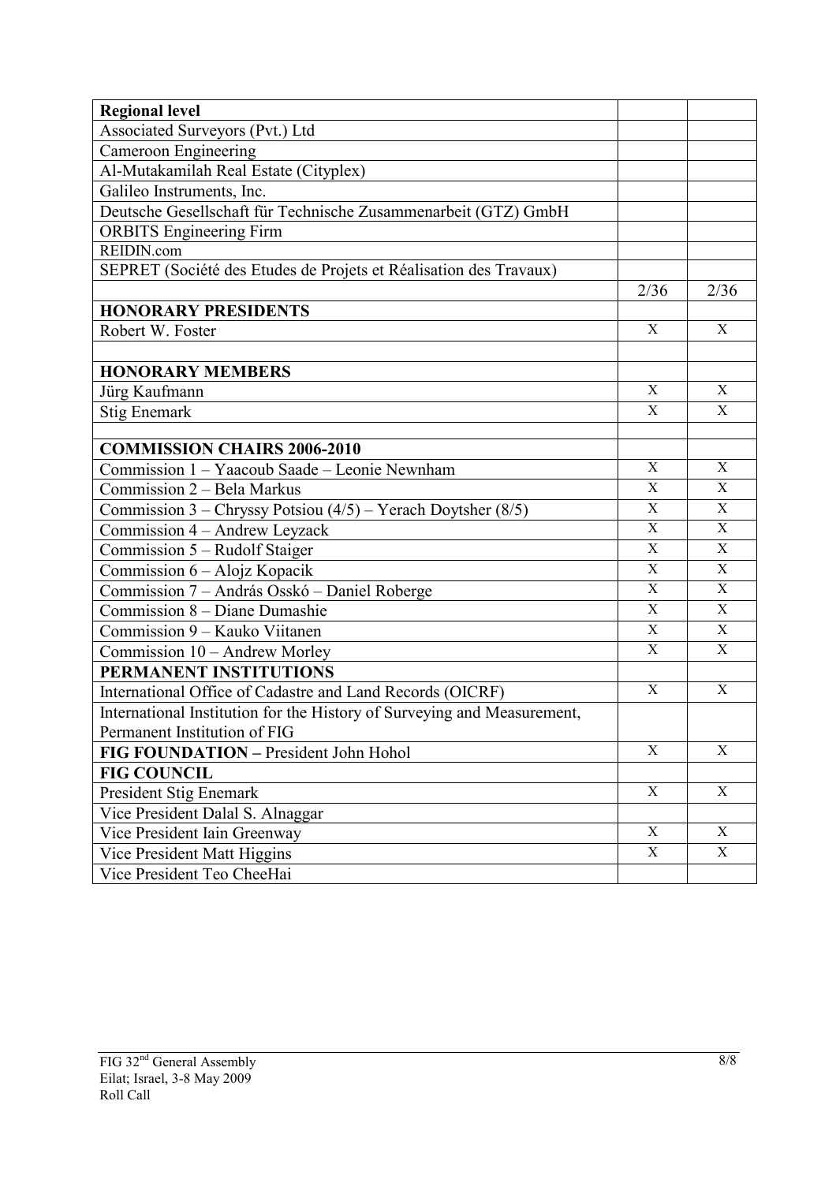| | | |
|---|---|---|
| **Regional level** | | |
| Associated Surveyors (Pvt.) Ltd | | |
| Cameroon Engineering | | |
| Al-Mutakamilah Real Estate (Cityplex) | | |
| Galileo Instruments, Inc. | | |
| Deutsche Gesellschaft für Technische Zusammenarbeit (GTZ) GmbH | | |
| ORBITS Engineering Firm | | |
| REIDIN.com | | |
| SEPRET (Société des Etudes de Projets et Réalisation des Travaux) | | |
| | 2/36 | 2/36 |
| **HONORARY PRESIDENTS** | | |
| Robert W. Foster | X | X |
| | | |
| **HONORARY MEMBERS** | | |
| Jürg Kaufmann | X | X |
| Stig Enemark | X | X |
| | | |
| **COMMISSION CHAIRS 2006-2010** | | |
| Commission 1 – Yaacoub Saade – Leonie Newnham | X | X |
| Commission 2 – Bela Markus | X | X |
| Commission 3 – Chryssy Potsiou (4/5) – Yerach Doytsher (8/5) | X | X |
| Commission 4 – Andrew Leyzack | X | X |
| Commission 5 – Rudolf Staiger | X | X |
| Commission 6 – Alojz Kopacik | X | X |
| Commission 7 – András Osskó – Daniel Roberge | X | X |
| Commission 8 – Diane Dumashie | X | X |
| Commission 9 – Kauko Viitanen | X | X |
| Commission 10 – Andrew Morley | X | X |
| **PERMANENT INSTITUTIONS** | | |
| International Office of Cadastre and Land Records (OICRF) | X | X |
| International Institution for the History of Surveying and Measurement, Permanent Institution of FIG | | |
| **FIG FOUNDATION** – President John Hohol | X | X |
| **FIG COUNCIL** | | |
| President Stig Enemark | X | X |
| Vice President Dalal S. Alnaggar | | |
| Vice President Iain Greenway | X | X |
| Vice President Matt Higgins | X | X |
| Vice President Teo CheeHai | | |